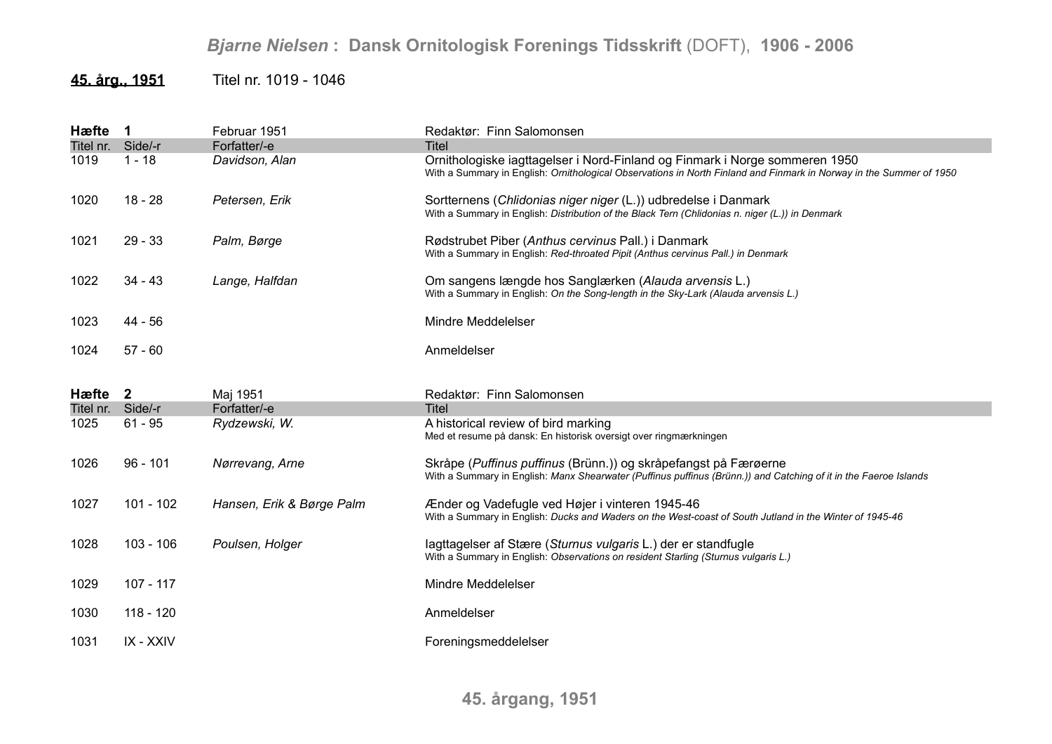# *Bjarne Nielsen* : Dansk Ornitologisk Forenings Tidsskrift (DOFT), 1906 - 2006

## 45. årg., 1951 — Titel nr. 1019 - 1046

### Hæfte 1 — Februar 1951 — Redaktør: Finn Salomonsen

| Titel nr. | Side/-r | Forfatter/-e | Titel |
|---|---|---|---|
| 1019 | 1 - 18 | *Davidson, Alan* | Ornithologiske iagttagelser i Nord-Finland og Finmark i Norge sommeren 1950<br>With a Summary in English: *Ornithological Observations in North Finland and Finmark in Norway in the Summer of 1950* |
| 1020 | 18 - 28 | *Petersen, Erik* | Sortternens (*Chlidonias niger niger* (L.)) udbredelse i Danmark<br>With a Summary in English: *Distribution of the Black Tern (Chlidonias n. niger (L.)) in Denmark* |
| 1021 | 29 - 33 | *Palm, Børge* | Rødstrubet Piber (*Anthus cervinus* Pall.) i Danmark<br>With a Summary in English: *Red-throated Pipit (Anthus cervinus Pall.) in Denmark* |
| 1022 | 34 - 43 | *Lange, Halfdan* | Om sangens længde hos Sanglærken (*Alauda arvensis* L.)<br>With a Summary in English: *On the Song-length in the Sky-Lark (Alauda arvensis L.)* |
| 1023 | 44 - 56 | | Mindre Meddelelser |
| 1024 | 57 - 60 | | Anmeldelser |

### Hæfte 2 — Maj 1951 — Redaktør: Finn Salomonsen

| Titel nr. | Side/-r | Forfatter/-e | Titel |
|---|---|---|---|
| 1025 | 61 - 95 | *Rydzewski, W.* | A historical review of bird marking<br>Med et resume på dansk: En historisk oversigt over ringmærkningen |
| 1026 | 96 - 101 | *Nørrevang, Arne* | Skråpe (*Puffinus puffinus* (Brünn.)) og skråpefangst på Færøerne<br>With a Summary in English: *Manx Shearwater (Puffinus puffinus (Brünn.)) and Catching of it in the Faeroe Islands* |
| 1027 | 101 - 102 | *Hansen, Erik & Børge Palm* | Ænder og Vadefugle ved Højer i vinteren 1945-46<br>With a Summary in English: *Ducks and Waders on the West-coast of South Jutland in the Winter of 1945-46* |
| 1028 | 103 - 106 | *Poulsen, Holger* | Iagttagelser af Stære (*Sturnus vulgaris* L.) der er standfugle<br>With a Summary in English: *Observations on resident Starling (Sturnus vulgaris L.)* |
| 1029 | 107 - 117 | | Mindre Meddelelser |
| 1030 | 118 - 120 | | Anmeldelser |
| 1031 | IX - XXIV | | Foreningsmeddelelser |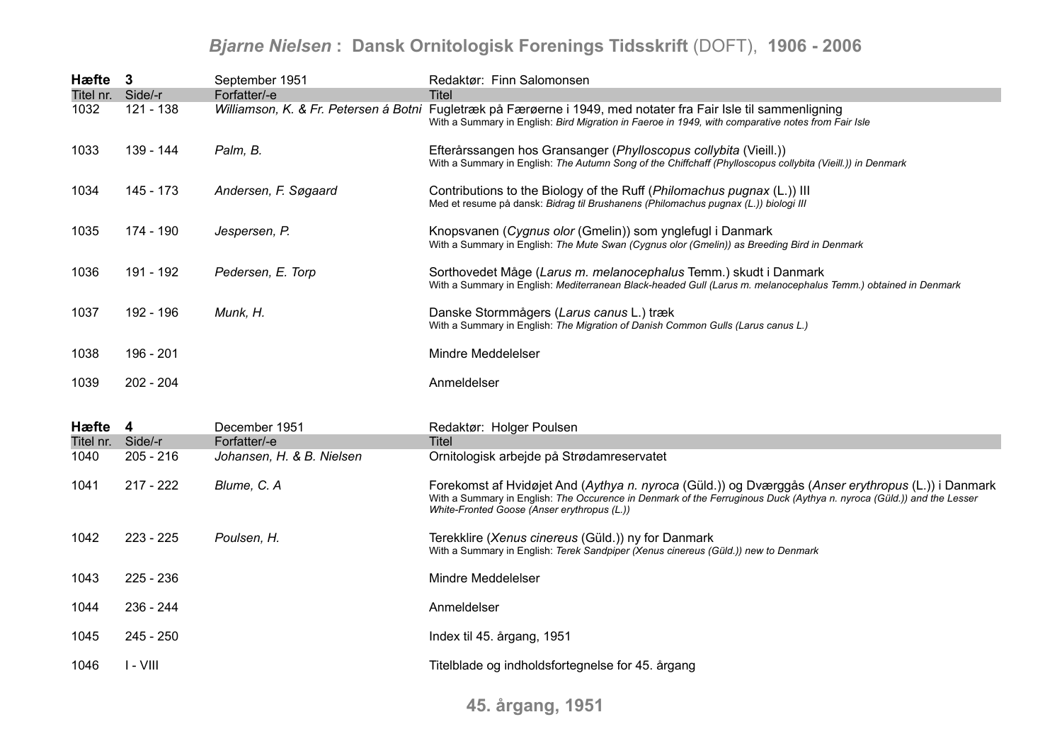**Hæfte 3** — September 1951 — Redaktør: Finn Salomonsen

| Titel nr. | Side/-r | Forfatter/-e | Titel |
|---|---|---|---|
| 1032 | 121 - 138 | *Williamson, K. & Fr. Petersen á Botni* | Fugletræk på Færøerne i 1949, med notater fra Fair Isle til sammenligning<br>With a Summary in English: *Bird Migration in Faeroe in 1949, with comparative notes from Fair Isle* |
| 1033 | 139 - 144 | *Palm, B.* | Efterårssangen hos Gransanger (*Phylloscopus collybita* (Vieill.))<br>With a Summary in English: *The Autumn Song of the Chiffchaff (Phylloscopus collybita (Vieill.)) in Denmark* |
| 1034 | 145 - 173 | *Andersen, F. Søgaard* | Contributions to the Biology of the Ruff (*Philomachus pugnax* (L.)) III<br>Med et resume på dansk: *Bidrag til Brushanens (Philomachus pugnax (L.)) biologi III* |
| 1035 | 174 - 190 | *Jespersen, P.* | Knopsvanen (*Cygnus olor* (Gmelin)) som ynglefugl i Danmark<br>With a Summary in English: *The Mute Swan (Cygnus olor (Gmelin)) as Breeding Bird in Denmark* |
| 1036 | 191 - 192 | *Pedersen, E. Torp* | Sorthovedet Måge (*Larus m. melanocephalus* Temm.) skudt i Danmark<br>With a Summary in English: *Mediterranean Black-headed Gull (Larus m. melanocephalus Temm.) obtained in Denmark* |
| 1037 | 192 - 196 | *Munk, H.* | Danske Stormmågers (*Larus canus* L.) træk<br>With a Summary in English: *The Migration of Danish Common Gulls (Larus canus L.)* |
| 1038 | 196 - 201 | | Mindre Meddelelser |
| 1039 | 202 - 204 | | Anmeldelser |

**Hæfte 4** — December 1951 — Redaktør: Holger Poulsen

| Titel nr. | Side/-r | Forfatter/-e | Titel |
|---|---|---|---|
| 1040 | 205 - 216 | *Johansen, H. & B. Nielsen* | Ornitologisk arbejde på Strødamreservatet |
| 1041 | 217 - 222 | *Blume, C. A* | Forekomst af Hvidøjet And (*Aythya n. nyroca* (Güld.)) og Dværggås (*Anser erythropus* (L.)) i Danmark<br>With a Summary in English: *The Occurence in Denmark of the Ferruginous Duck (Aythya n. nyroca (Güld.)) and the Lesser White-Fronted Goose (Anser erythropus (L.))* |
| 1042 | 223 - 225 | *Poulsen, H.* | Terekklire (*Xenus cinereus* (Güld.)) ny for Danmark<br>With a Summary in English: *Terek Sandpiper (Xenus cinereus (Güld.)) new to Denmark* |
| 1043 | 225 - 236 | | Mindre Meddelelser |
| 1044 | 236 - 244 | | Anmeldelser |
| 1045 | 245 - 250 | | Index til 45. årgang, 1951 |
| 1046 | I - VIII | | Titelblade og indholdsfortegnelse for 45. årgang |

**45. årgang, 1951**